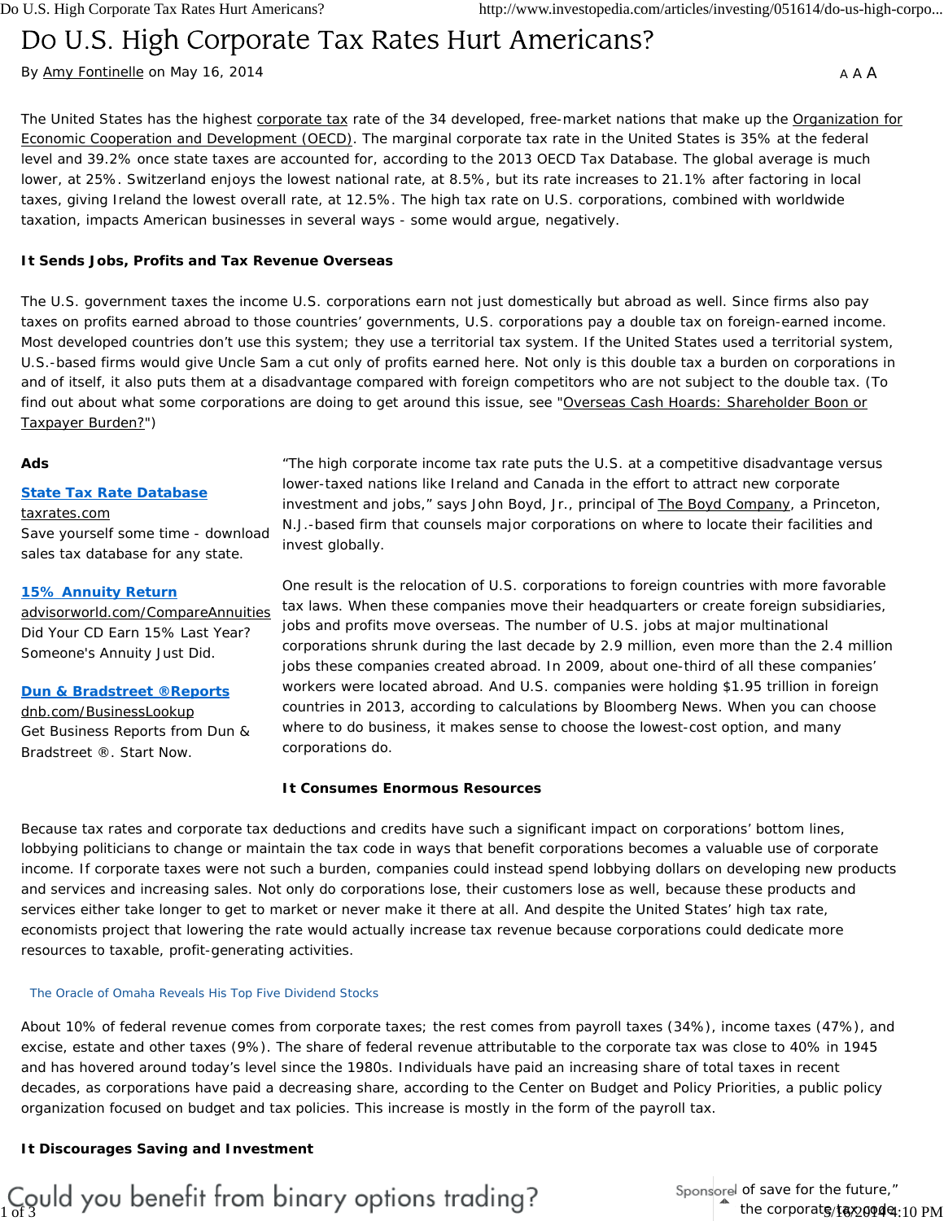# Do U.S. High Corporate Tax Rates Hurt Americans?

By Amy Fontinelle on May 16, 2014

The United States has the highest corporate tax rate of the 34 developed, free-market nations that make up the Organization for Economic Cooperation and Development (OECD). The marginal corporate tax rate in the United States is 35% at the federal level and 39.2% once state taxes are accounted for, according to the 2013 OECD Tax Database. The global average is much lower, at 25%. Switzerland enjoys the lowest national rate, at 8.5%, but its rate increases to 21.1% after factoring in local taxes, giving Ireland the lowest overall rate, at 12.5%. The high tax rate on U.S. corporations, combined with worldwide taxation, impacts American businesses in several ways - some would argue, negatively.

**It Sends Jobs, Profits and Tax Revenue Overseas**

The U.S. government taxes the income U.S. corporations earn not just domestically but abroad as well. Since firms also pay taxes on profits earned abroad to those countries' governments, U.S. corporations pay a double tax on foreign-earned income. Most developed countries don't use this system; they use a territorial tax system. If the United States used a territorial system, U.S.-based firms would give Uncle Sam a cut only of profits earned here. Not only is this double tax a burden on corporations in and of itself, it also puts them at a disadvantage compared with foreign competitors who are not subject to the double tax. (To find out about what some corporations are doing to get around this issue, see "Overseas Cash Hoards: Shareholder Boon or Taxpayer Burden?")

"The high corporate income tax rate puts the U.S. at a competitive disadvantage versus lower-taxed nations like Ireland and Canada in the effort to attract new corporate investment and jobs," says John Boyd, Jr., principal of The Boyd Company, a Princeton, N.J.-based firm that counsels major corporations on where to locate their facilities and invest globally.

One result is the relocation of U.S. corporations to foreign countries with more favorable tax laws. When these companies move their headquarters or create foreign subsidiaries, jobs and profits move overseas. The number of U.S. jobs at major multinational corporations shrunk during the last decade by 2.9 million, even more than the 2.4 million jobs these companies created abroad. In 2009, about one-third of all these companies' workers were located abroad. And U.S. companies were holding $1.95 trillion in foreign countries in 2013, according to calculations by Bloomberg News. When you can choose where to do business, it makes sense to choose the lowest-cost option, and many corporations do.

**It Consumes Enormous Resources**

Because tax rates and corporate tax deductions and credits have such a significant impact on corporations' bottom lines, lobbying politicians to change or maintain the tax code in ways that benefit corporations becomes a valuable use of corporate income. If corporate taxes were not such a burden, companies could instead spend lobbying dollars on developing new products and services and increasing sales. Not only do corporations lose, their customers lose as well, because these products and services either take longer to get to market or never make it there at all. And despite the United States' high tax rate, economists project that lowering the rate would actually increase tax revenue because corporations could dedicate more resources to taxable, profit-generating activities.

About 10% of federal revenue comes from corporate taxes; the rest comes from payroll taxes (34%), income taxes (47%), and excise, estate and other taxes (9%). The share of federal revenue attributable to the corporate tax was close to 40% in 1945 and has hovered around today's level since the 1980s. Individuals have paid an increasing share of total taxes in recent decades, as corporations have paid a decreasing share, according to the Center on Budget and Policy Priorities, a public policy organization focused on budget and tax policies. This increase is mostly in the form of the payroll tax.

**It Discourages Saving and Investment**

of save for the future," the corporate tax code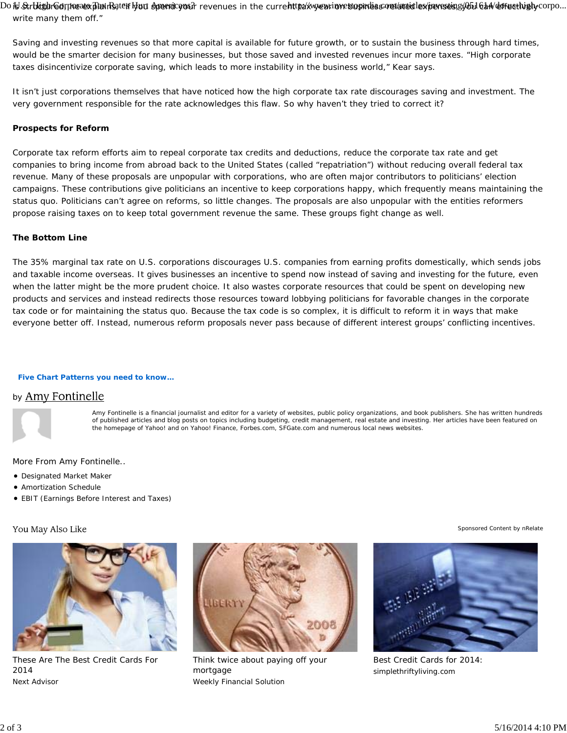write many them off."

Saving and investing revenues so that more capital is available for future growth, or to sustain the business through hard times, would be the smarter decision for many businesses, but those saved and invested revenues incur more taxes. "High corporate taxes disincentivize corporate saving, which leads to more instability in the business world," Kear says.

It isn't just corporations themselves that have noticed how the high corporate tax rate discourages saving and investment. The very government responsible for the rate acknowledges this flaw. So why haven't they tried to correct it?

**Prospects for Reform**

Corporate tax reform efforts aim to repeal corporate tax credits and deductions, reduce the corporate tax rate and get companies to bring income from abroad back to the United States (called "repatriation") without reducing overall federal tax revenue. Many of these proposals are unpopular with corporations, who are often major contributors to politicians' election campaigns. These contributions give politicians an incentive to keep corporations happy, which frequently means maintaining the status quo. Politicians can't agree on reforms, so little changes. The proposals are also unpopular with the entities reformers propose raising taxes on to keep total government revenue the same. These groups fight change as well.

**The Bottom Line**

The 35% marginal tax rate on U.S. corporations discourages U.S. companies from earning profits domestically, which sends jobs and taxable income overseas. It gives businesses an incentive to spend now instead of saving and investing for the future, even when the latter might be the more prudent choice. It also wastes corporate resources that could be spent on developing new products and services and instead redirects those resources toward lobbying politicians for favorable changes in the corporate tax code or for maintaining the status quo. Because the tax code is so complex, it is difficult to reform it in ways that make everyone better off. Instead, numerous reform proposals never pass because of different interest groups' conflicting incentives.

**Five Chart Patterns you need to know…**

by Amy Fontinelle

Amy Fontinelle is a financial journalist and editor for a variety of websites, public policy organizations, and book publishers. She has written hundreds of published articles and blog posts on topics including budgeting, credit management, real estate and investing. Her articles have been featured on the homepage of Yahoo! and on Yahoo! Finance, Forbes.com, SFGate.com and numerous local news websites.

More From Amy Fontinelle..

- Designated Market Maker
- Amortization Schedule
- EBIT (Earnings Before Interest and Taxes)

You May Also Like

Sponsored Content by nRelate

These Are The Best Credit Cards For 2014
Next Advisor

Think twice about paying off your mortgage
Weekly Financial Solution

Best Credit Cards for 2014:
simplethriftyliving.com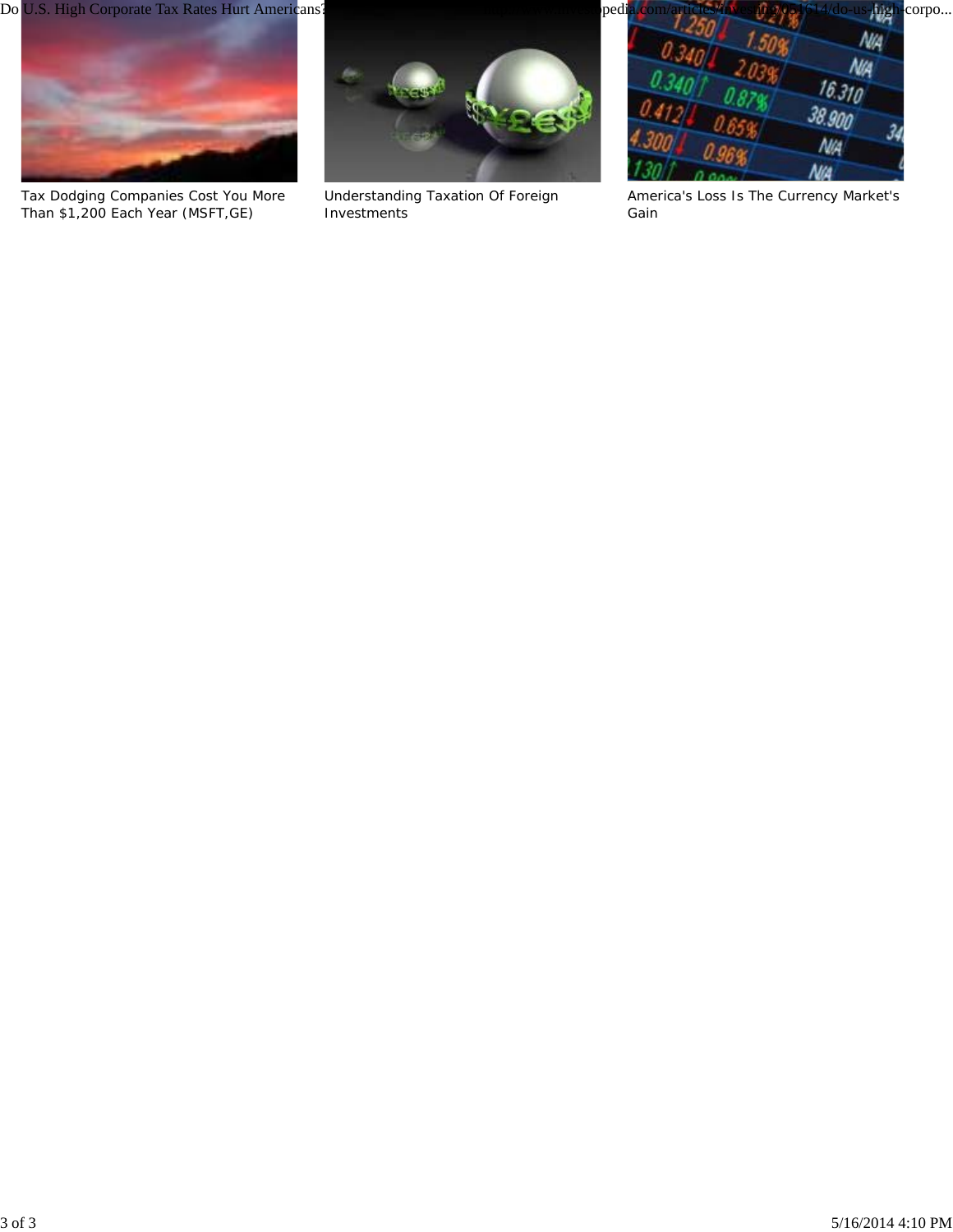Tax Dodging Companies Cost You More Than $1,200 Each Year (MSFT,GE)

Understanding Taxation Of Foreign Investments

America's Loss Is The Currency Market's Gain